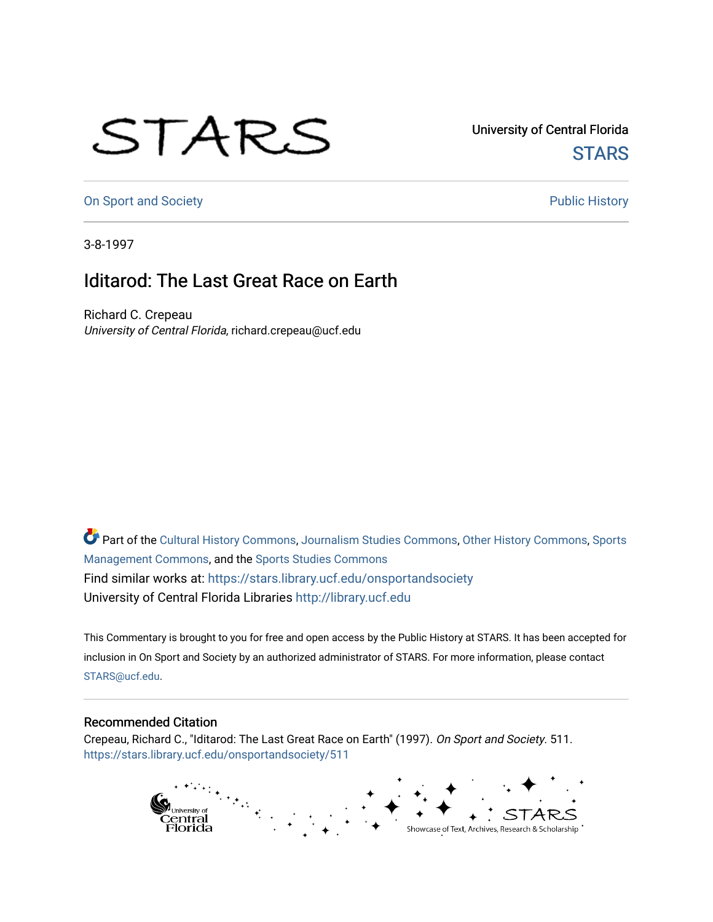University of Central Florida

STARS

On Sport and Society

Public History

3-8-1997

# Iditarod: The Last Great Race on Earth

Richard C. Crepeau
*University of Central Florida*, richard.crepeau@ucf.edu

Part of the Cultural History Commons, Journalism Studies Commons, Other History Commons, Sports Management Commons, and the Sports Studies Commons

Find similar works at: https://stars.library.ucf.edu/onsportandsociety

University of Central Florida Libraries http://library.ucf.edu

This Commentary is brought to you for free and open access by the Public History at STARS. It has been accepted for inclusion in On Sport and Society by an authorized administrator of STARS. For more information, please contact STARS@ucf.edu.

## Recommended Citation

Crepeau, Richard C., "Iditarod: The Last Great Race on Earth" (1997). *On Sport and Society*. 511.
https://stars.library.ucf.edu/onsportandsociety/511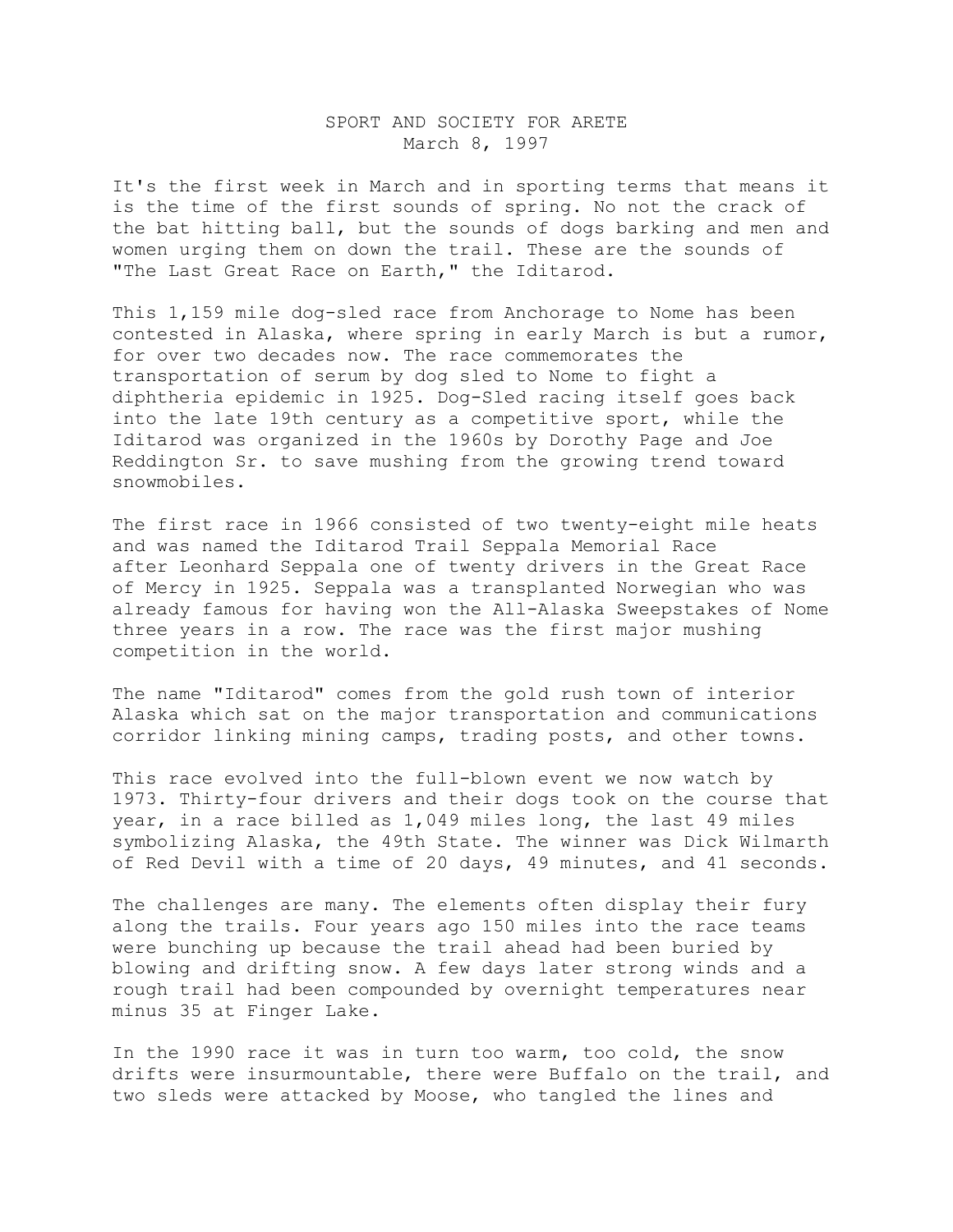SPORT AND SOCIETY FOR ARETE
March 8, 1997

It's the first week in March and in sporting terms that means it is the time of the first sounds of spring. No not the crack of the bat hitting ball, but the sounds of dogs barking and men and women urging them on down the trail. These are the sounds of "The Last Great Race on Earth," the Iditarod.

This 1,159 mile dog-sled race from Anchorage to Nome has been contested in Alaska, where spring in early March is but a rumor, for over two decades now. The race commemorates the transportation of serum by dog sled to Nome to fight a diphtheria epidemic in 1925. Dog-Sled racing itself goes back into the late 19th century as a competitive sport, while the Iditarod was organized in the 1960s by Dorothy Page and Joe Reddington Sr. to save mushing from the growing trend toward snowmobiles.

The first race in 1966 consisted of two twenty-eight mile heats and was named the Iditarod Trail Seppala Memorial Race after Leonhard Seppala one of twenty drivers in the Great Race of Mercy in 1925. Seppala was a transplanted Norwegian who was already famous for having won the All-Alaska Sweepstakes of Nome three years in a row. The race was the first major mushing competition in the world.

The name "Iditarod" comes from the gold rush town of interior Alaska which sat on the major transportation and communications corridor linking mining camps, trading posts, and other towns.

This race evolved into the full-blown event we now watch by 1973. Thirty-four drivers and their dogs took on the course that year, in a race billed as 1,049 miles long, the last 49 miles symbolizing Alaska, the 49th State. The winner was Dick Wilmarth of Red Devil with a time of 20 days, 49 minutes, and 41 seconds.

The challenges are many. The elements often display their fury along the trails. Four years ago 150 miles into the race teams were bunching up because the trail ahead had been buried by blowing and drifting snow. A few days later strong winds and a rough trail had been compounded by overnight temperatures near minus 35 at Finger Lake.

In the 1990 race it was in turn too warm, too cold, the snow drifts were insurmountable, there were Buffalo on the trail, and two sleds were attacked by Moose, who tangled the lines and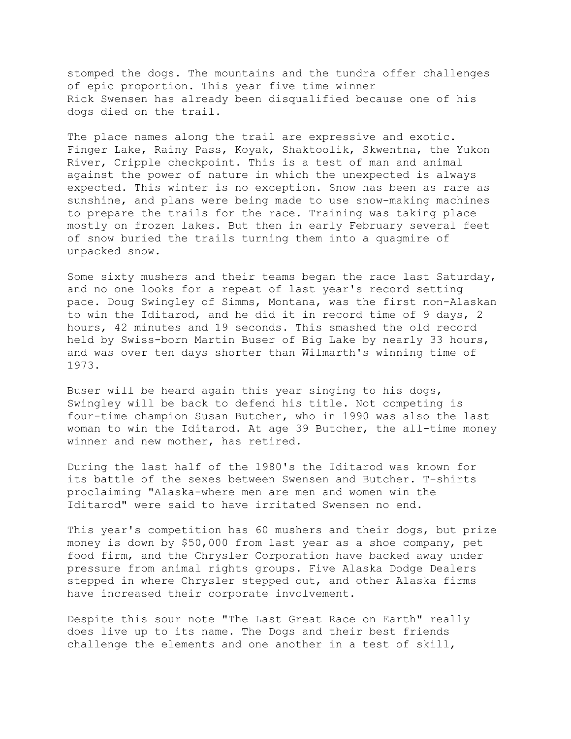stomped the dogs. The mountains and the tundra offer challenges of epic proportion. This year five time winner Rick Swensen has already been disqualified because one of his dogs died on the trail.

The place names along the trail are expressive and exotic. Finger Lake, Rainy Pass, Koyak, Shaktoolik, Skwentna, the Yukon River, Cripple checkpoint. This is a test of man and animal against the power of nature in which the unexpected is always expected. This winter is no exception. Snow has been as rare as sunshine, and plans were being made to use snow-making machines to prepare the trails for the race. Training was taking place mostly on frozen lakes. But then in early February several feet of snow buried the trails turning them into a quagmire of unpacked snow.

Some sixty mushers and their teams began the race last Saturday, and no one looks for a repeat of last year's record setting pace. Doug Swingley of Simms, Montana, was the first non-Alaskan to win the Iditarod, and he did it in record time of 9 days, 2 hours, 42 minutes and 19 seconds. This smashed the old record held by Swiss-born Martin Buser of Big Lake by nearly 33 hours, and was over ten days shorter than Wilmarth's winning time of 1973.

Buser will be heard again this year singing to his dogs, Swingley will be back to defend his title. Not competing is four-time champion Susan Butcher, who in 1990 was also the last woman to win the Iditarod. At age 39 Butcher, the all-time money winner and new mother, has retired.

During the last half of the 1980's the Iditarod was known for its battle of the sexes between Swensen and Butcher. T-shirts proclaiming "Alaska-where men are men and women win the Iditarod" were said to have irritated Swensen no end.

This year's competition has 60 mushers and their dogs, but prize money is down by $50,000 from last year as a shoe company, pet food firm, and the Chrysler Corporation have backed away under pressure from animal rights groups. Five Alaska Dodge Dealers stepped in where Chrysler stepped out, and other Alaska firms have increased their corporate involvement.

Despite this sour note "The Last Great Race on Earth" really does live up to its name. The Dogs and their best friends challenge the elements and one another in a test of skill,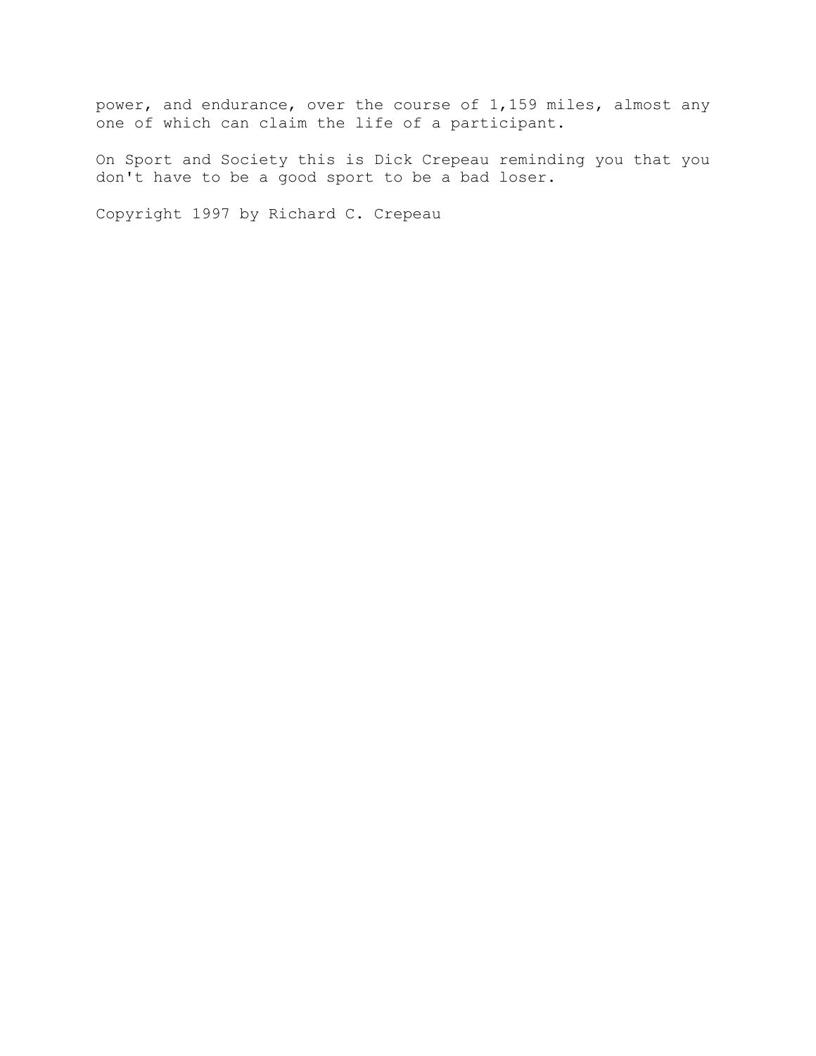power, and endurance, over the course of 1,159 miles, almost any one of which can claim the life of a participant.

On Sport and Society this is Dick Crepeau reminding you that you don't have to be a good sport to be a bad loser.

Copyright 1997 by Richard C. Crepeau